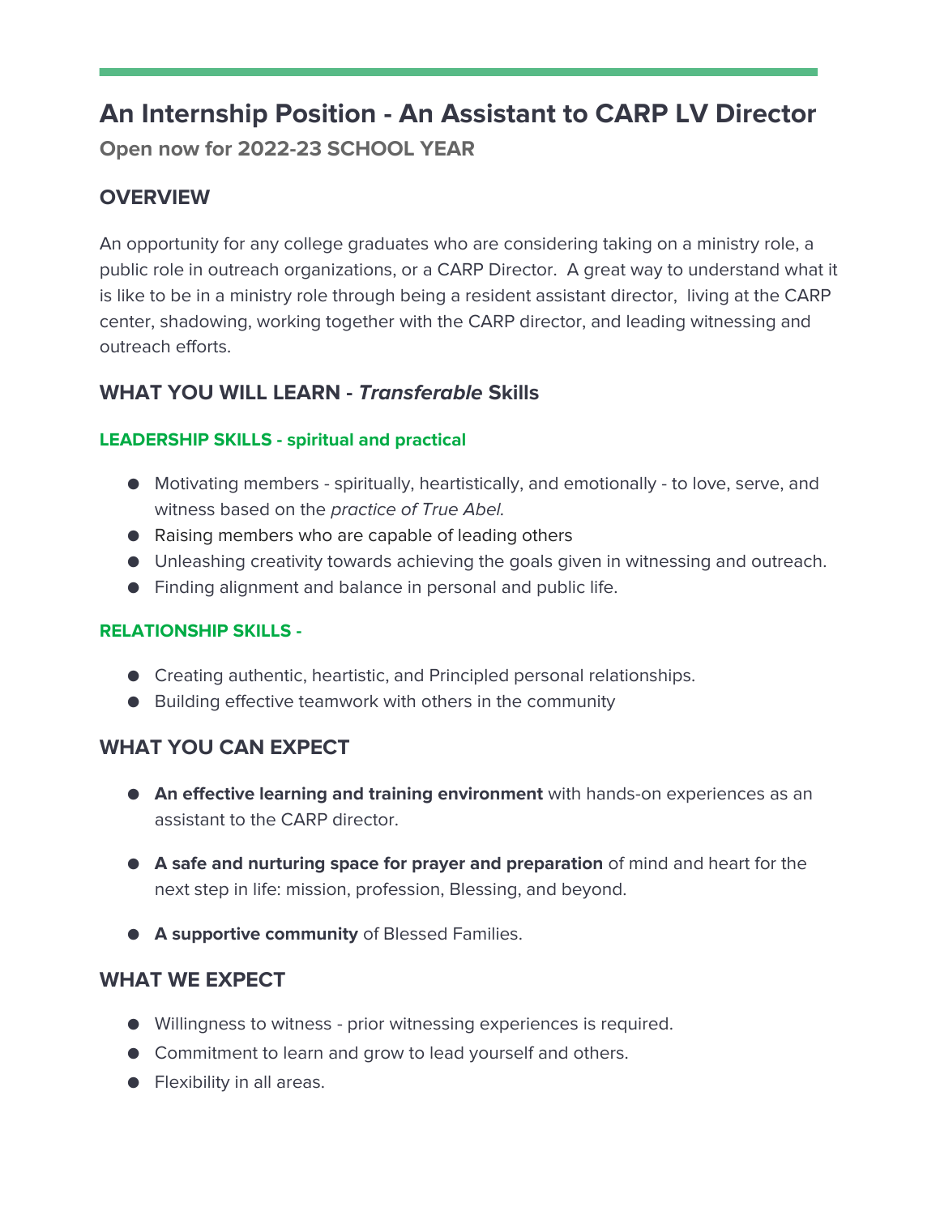# An Internship Position - An Assistant to CARP LV Director

**Open now for 2022-23 SCHOOL YEAR**

## OVERVIEW

An opportunity for any college graduates who are considering taking on a ministry role, a public role in outreach organizations, or a CARP Director. A great way to understand what it is like to be in a ministry role through being a resident assistant director, living at the CARP center, shadowing, working together with the CARP director, and leading witnessing and outreach efforts.

## WHAT YOU WILL LEARN - *Transferable* Skills

### LEADERSHIP SKILLS - spiritual and practical

- Motivating members - spiritually, heartistically, and emotionally - to love, serve, and witness based on the *practice of True Abel.*
- Raising members who are capable of leading others
- Unleashing creativity towards achieving the goals given in witnessing and outreach.
- Finding alignment and balance in personal and public life.

### RELATIONSHIP SKILLS -

- Creating authentic, heartistic, and Principled personal relationships.
- Building effective teamwork with others in the community

## WHAT YOU CAN EXPECT

- **An effective learning and training environment** with hands-on experiences as an assistant to the CARP director.
- **A safe and nurturing space for prayer and preparation** of mind and heart for the next step in life: mission, profession, Blessing, and beyond.
- **A supportive community** of Blessed Families.

## WHAT WE EXPECT

- Willingness to witness - prior witnessing experiences is required.
- Commitment to learn and grow to lead yourself and others.
- Flexibility in all areas.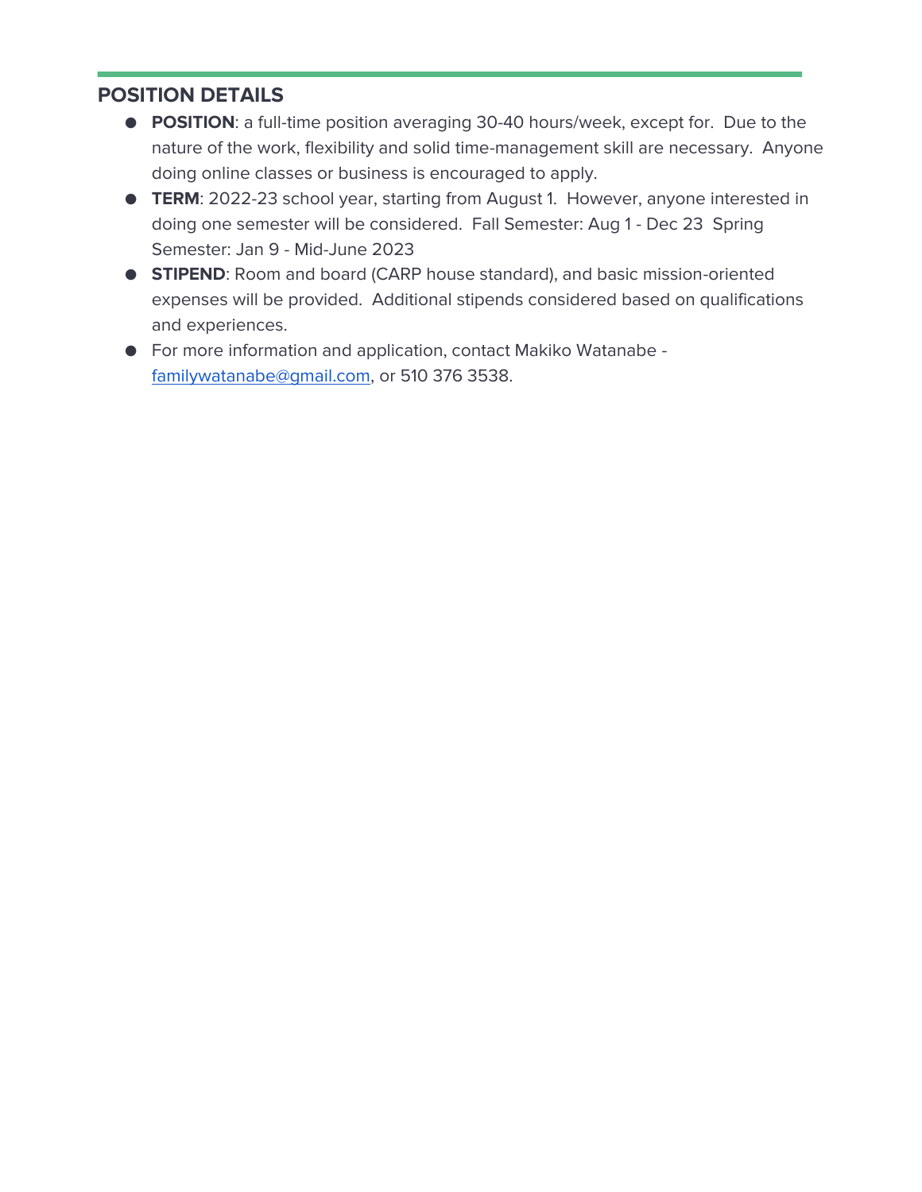## POSITION DETAILS

- **POSITION**: a full-time position averaging 30-40 hours/week, except for. Due to the nature of the work, flexibility and solid time-management skill are necessary. Anyone doing online classes or business is encouraged to apply.
- **TERM**: 2022-23 school year, starting from August 1. However, anyone interested in doing one semester will be considered. Fall Semester: Aug 1 - Dec 23 Spring Semester: Jan 9 - Mid-June 2023
- **STIPEND**: Room and board (CARP house standard), and basic mission-oriented expenses will be provided. Additional stipends considered based on qualifications and experiences.
- For more information and application, contact Makiko Watanabe - familywatanabe@gmail.com, or 510 376 3538.